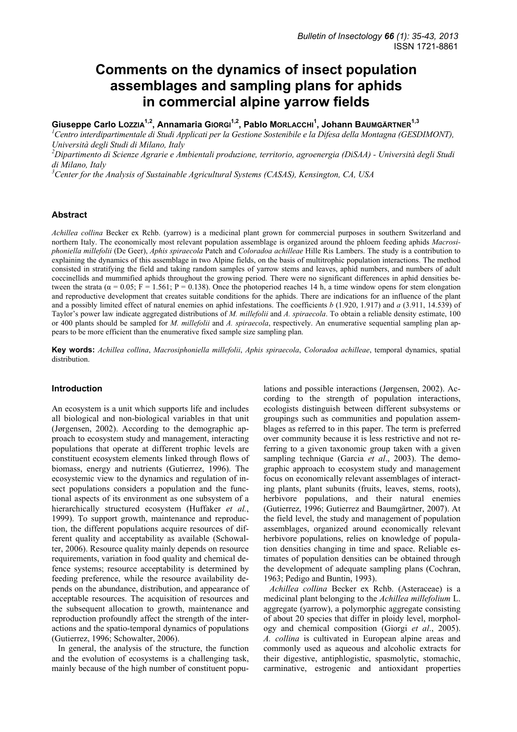# Comments on the dynamics of insect population assemblages and sampling plans for aphids in commercial alpine yarrow fields

**Giuseppe Carlo LOZZIA[1,2], Annamaria GIORGI[1,2], Pablo MORLACCHI[1], Johann BAUMGÄRTNER[1,3]**

[1]*Centro interdipartimentale di Studi Applicati per la Gestione Sostenibile e la Difesa della Montagna (GESDIMONT), Università degli Studi di Milano, Italy*

[2]*Dipartimento di Scienze Agrarie e Ambientali produzione, territorio, agroenergia (DiSAA) - Università degli Studi di Milano, Italy*

[3]*Center for the Analysis of Sustainable Agricultural Systems (CASAS), Kensington, CA, USA*

## Abstract

*Achillea collina* Becker ex Rchb. (yarrow) is a medicinal plant grown for commercial purposes in southern Switzerland and northern Italy. The economically most relevant population assemblage is organized around the phloem feeding aphids *Macrosiphoniella millefolii* (De Geer), *Aphis spiraecola* Patch and *Coloradoa achilleae* Hille Ris Lambers. The study is a contribution to explaining the dynamics of this assemblage in two Alpine fields, on the basis of multitrophic population interactions. The method consisted in stratifying the field and taking random samples of yarrow stems and leaves, aphid numbers, and numbers of adult coccinellids and mummified aphids throughout the growing period. There were no significant differences in aphid densities between the strata ($\alpha = 0.05$; $F = 1.561$; $P = 0.138$). Once the photoperiod reaches 14 h, a time window opens for stem elongation and reproductive development that creates suitable conditions for the aphids. There are indications for an influence of the plant and a possibly limited effect of natural enemies on aphid infestations. The coefficients $b$ (1.920, 1.917) and $a$ (3.911, 14.539) of Taylor's power law indicate aggregated distributions of *M. millefolii* and *A. spiraecola*. To obtain a reliable density estimate, 100 or 400 plants should be sampled for *M. millefolii* and *A. spiraecola*, respectively. An enumerative sequential sampling plan appears to be more efficient than the enumerative fixed sample size sampling plan.

**Key words:** *Achillea collina*, *Macrosiphoniella millefolii*, *Aphis spiraecola*, *Coloradoa achilleae*, temporal dynamics, spatial distribution.

## Introduction

An ecosystem is a unit which supports life and includes all biological and non-biological variables in that unit (Jørgensen, 2002). According to the demographic approach to ecosystem study and management, interacting populations that operate at different trophic levels are constituent ecosystem elements linked through flows of biomass, energy and nutrients (Gutierrez, 1996). The ecosystemic view to the dynamics and regulation of insect populations considers a population and the functional aspects of its environment as one subsystem of a hierarchically structured ecosystem (Huffaker *et al.*, 1999). To support growth, maintenance and reproduction, the different populations acquire resources of different quality and acceptability as available (Schowalter, 2006). Resource quality mainly depends on resource requirements, variation in food quality and chemical defence systems; resource acceptability is determined by feeding preference, while the resource availability depends on the abundance, distribution, and appearance of acceptable resources. The acquisition of resources and the subsequent allocation to growth, maintenance and reproduction profoundly affect the strength of the interactions and the spatio-temporal dynamics of populations (Gutierrez, 1996; Schowalter, 2006).

In general, the analysis of the structure, the function and the evolution of ecosystems is a challenging task, mainly because of the high number of constituent populations and possible interactions (Jørgensen, 2002). According to the strength of population interactions, ecologists distinguish between different subsystems or groupings such as communities and population assemblages as referred to in this paper. The term is preferred over community because it is less restrictive and not referring to a given taxonomic group taken with a given sampling technique (Garcia *et al*., 2003). The demographic approach to ecosystem study and management focus on economically relevant assemblages of interacting plants, plant subunits (fruits, leaves, stems, roots), herbivore populations, and their natural enemies (Gutierrez, 1996; Gutierrez and Baumgärtner, 2007). At the field level, the study and management of population assemblages, organized around economically relevant herbivore populations, relies on knowledge of population densities changing in time and space. Reliable estimates of population densities can be obtained through the development of adequate sampling plans (Cochran, 1963; Pedigo and Buntin, 1993).

*Achillea collina* Becker ex Rchb. (Asteraceae) is a medicinal plant belonging to the *Achillea millefolium* L. aggregate (yarrow), a polymorphic aggregate consisting of about 20 species that differ in ploidy level, morphology and chemical composition (Giorgi *et al*., 2005). *A. collina* is cultivated in European alpine areas and commonly used as aqueous and alcoholic extracts for their digestive, antiphlogistic, spasmolytic, stomachic, carminative, estrogenic and antioxidant properties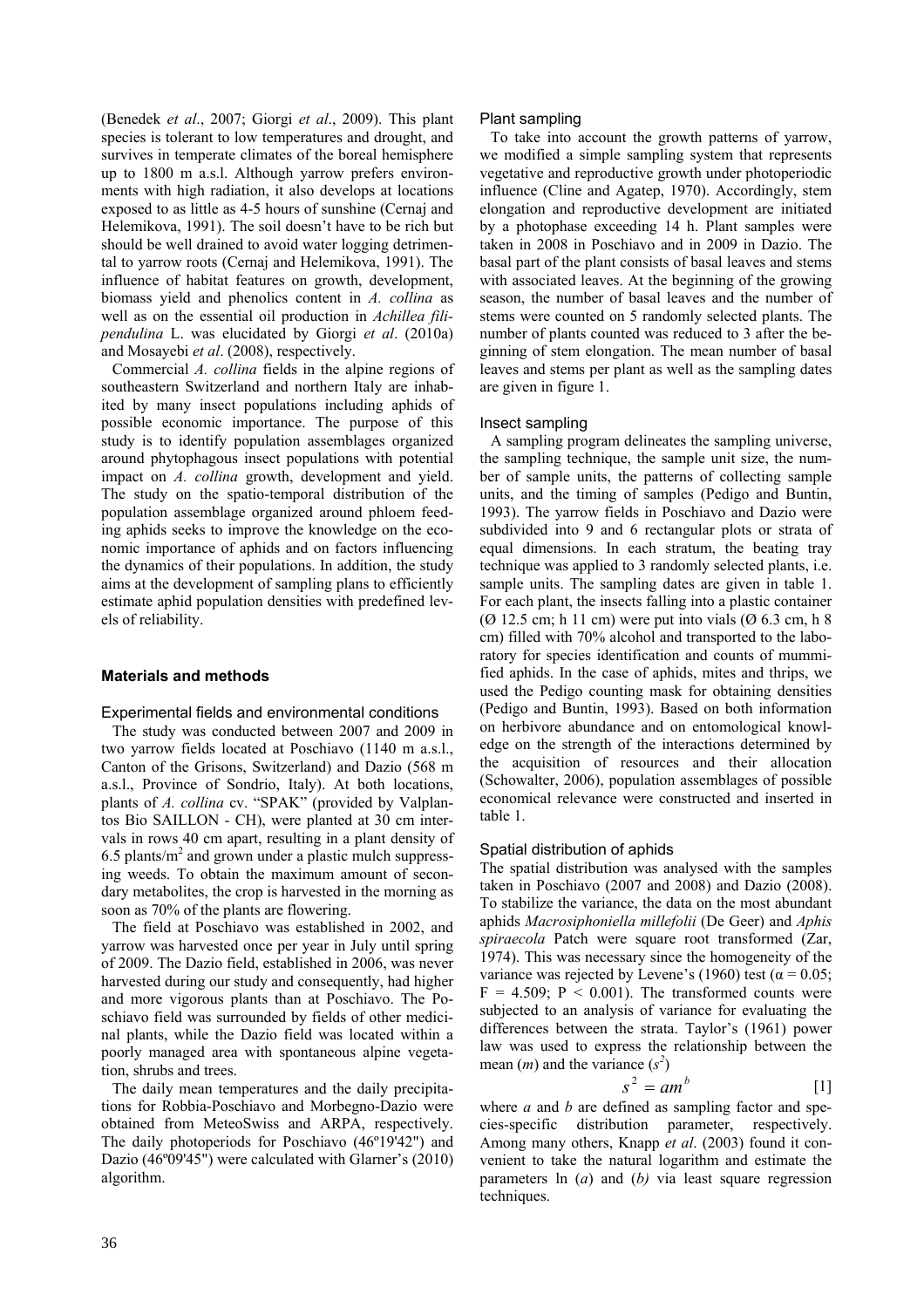(Benedek *et al*., 2007; Giorgi *et al*., 2009). This plant species is tolerant to low temperatures and drought, and survives in temperate climates of the boreal hemisphere up to 1800 m a.s.l. Although yarrow prefers environments with high radiation, it also develops at locations exposed to as little as 4-5 hours of sunshine (Cernaj and Helemikova, 1991). The soil doesn't have to be rich but should be well drained to avoid water logging detrimental to yarrow roots (Cernaj and Helemikova, 1991). The influence of habitat features on growth, development, biomass yield and phenolics content in *A. collina* as well as on the essential oil production in *Achillea filipendulina* L. was elucidated by Giorgi *et al*. (2010a) and Mosayebi *et al*. (2008), respectively.

Commercial *A. collina* fields in the alpine regions of southeastern Switzerland and northern Italy are inhabited by many insect populations including aphids of possible economic importance. The purpose of this study is to identify population assemblages organized around phytophagous insect populations with potential impact on *A. collina* growth, development and yield. The study on the spatio-temporal distribution of the population assemblage organized around phloem feeding aphids seeks to improve the knowledge on the economic importance of aphids and on factors influencing the dynamics of their populations. In addition, the study aims at the development of sampling plans to efficiently estimate aphid population densities with predefined levels of reliability.

## Materials and methods

### Experimental fields and environmental conditions

The study was conducted between 2007 and 2009 in two yarrow fields located at Poschiavo (1140 m a.s.l., Canton of the Grisons, Switzerland) and Dazio (568 m a.s.l., Province of Sondrio, Italy). At both locations, plants of *A. collina* cv. "SPAK" (provided by Valplantos Bio SAILLON - CH), were planted at 30 cm intervals in rows 40 cm apart, resulting in a plant density of 6.5 plants/m$^2$ and grown under a plastic mulch suppressing weeds. To obtain the maximum amount of secondary metabolites, the crop is harvested in the morning as soon as 70% of the plants are flowering.

The field at Poschiavo was established in 2002, and yarrow was harvested once per year in July until spring of 2009. The Dazio field, established in 2006, was never harvested during our study and consequently, had higher and more vigorous plants than at Poschiavo. The Poschiavo field was surrounded by fields of other medicinal plants, while the Dazio field was located within a poorly managed area with spontaneous alpine vegetation, shrubs and trees.

The daily mean temperatures and the daily precipitations for Robbia-Poschiavo and Morbegno-Dazio were obtained from MeteoSwiss and ARPA, respectively. The daily photoperiods for Poschiavo (46º19'42") and Dazio (46º09'45") were calculated with Glarner's (2010) algorithm.

### Plant sampling

To take into account the growth patterns of yarrow, we modified a simple sampling system that represents vegetative and reproductive growth under photoperiodic influence (Cline and Agatep, 1970). Accordingly, stem elongation and reproductive development are initiated by a photophase exceeding 14 h. Plant samples were taken in 2008 in Poschiavo and in 2009 in Dazio. The basal part of the plant consists of basal leaves and stems with associated leaves. At the beginning of the growing season, the number of basal leaves and the number of stems were counted on 5 randomly selected plants. The number of plants counted was reduced to 3 after the beginning of stem elongation. The mean number of basal leaves and stems per plant as well as the sampling dates are given in figure 1.

### Insect sampling

A sampling program delineates the sampling universe, the sampling technique, the sample unit size, the number of sample units, the patterns of collecting sample units, and the timing of samples (Pedigo and Buntin, 1993). The yarrow fields in Poschiavo and Dazio were subdivided into 9 and 6 rectangular plots or strata of equal dimensions. In each stratum, the beating tray technique was applied to 3 randomly selected plants, i.e. sample units. The sampling dates are given in table 1. For each plant, the insects falling into a plastic container (Ø 12.5 cm; h 11 cm) were put into vials (Ø 6.3 cm, h 8 cm) filled with 70% alcohol and transported to the laboratory for species identification and counts of mummified aphids. In the case of aphids, mites and thrips, we used the Pedigo counting mask for obtaining densities (Pedigo and Buntin, 1993). Based on both information on herbivore abundance and on entomological knowledge on the strength of the interactions determined by the acquisition of resources and their allocation (Schowalter, 2006), population assemblages of possible economical relevance were constructed and inserted in table 1.

### Spatial distribution of aphids

The spatial distribution was analysed with the samples taken in Poschiavo (2007 and 2008) and Dazio (2008). To stabilize the variance, the data on the most abundant aphids *Macrosiphoniella millefolii* (De Geer) and *Aphis spiraecola* Patch were square root transformed (Zar, 1974). This was necessary since the homogeneity of the variance was rejected by Levene's (1960) test ($\alpha = 0.05$; $F = 4.509$; $P < 0.001$). The transformed counts were subjected to an analysis of variance for evaluating the differences between the strata. Taylor's (1961) power law was used to express the relationship between the mean ($m$) and the variance ($s^2$)

$$s^2 = am^b \qquad [1]$$

where $a$ and $b$ are defined as sampling factor and species-specific distribution parameter, respectively. Among many others, Knapp *et al*. (2003) found it convenient to take the natural logarithm and estimate the parameters ln ($a$) and ($b$) via least square regression techniques.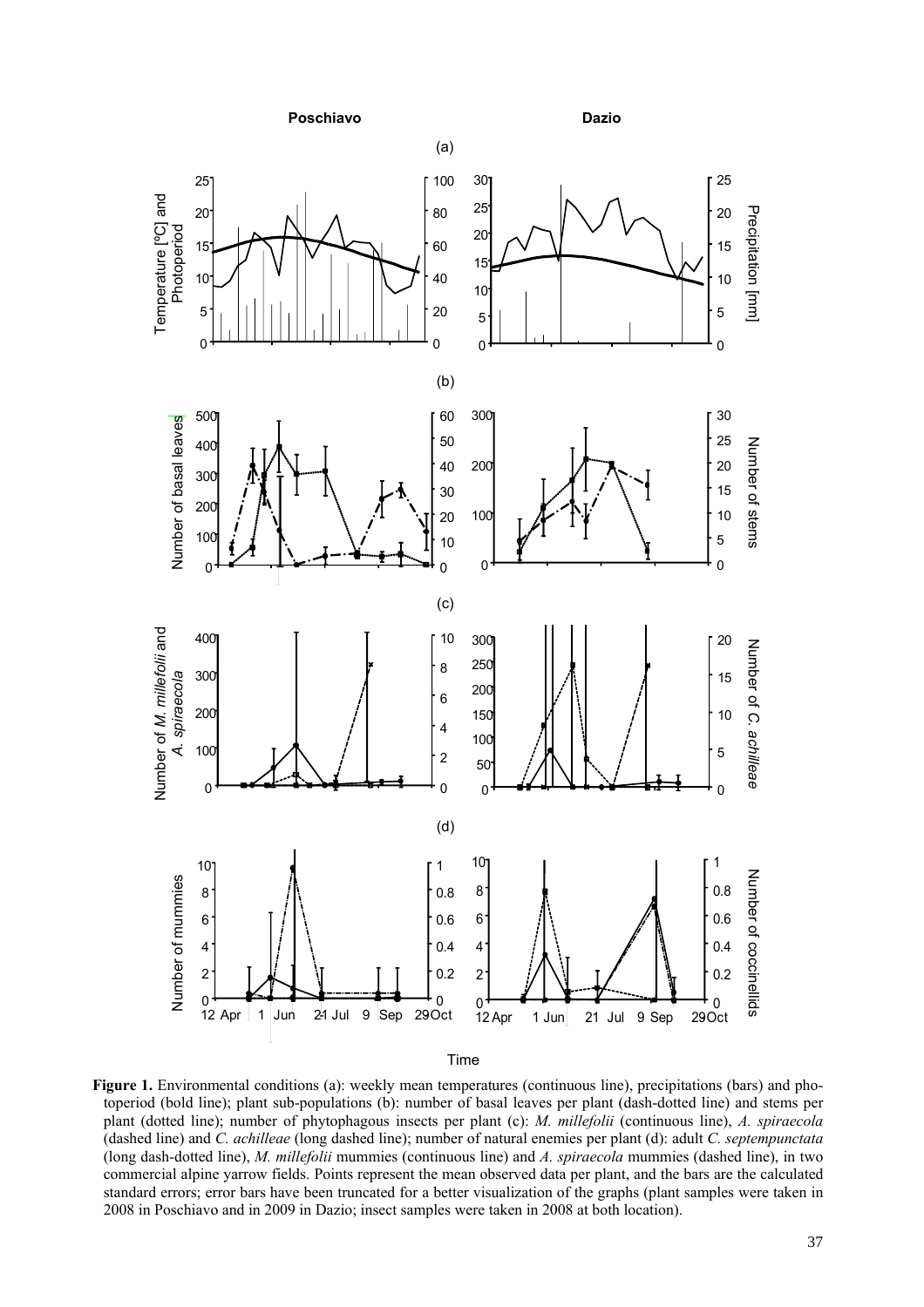Figure 1. Environmental conditions (a): weekly mean temperatures (continuous line), precipitations (bars) and photoperiod (bold line); plant sub-populations (b): number of basal leaves per plant (dash-dotted line) and stems per plant (dotted line); number of phytophagous insects per plant (c): *M. millefolii* (continuous line), *A. spiraecola* (dashed line) and *C. achilleae* (long dashed line); number of natural enemies per plant (d): adult *C. septempunctata* (long dash-dotted line), *M. millefolii* mummies (continuous line) and *A. spiraecola* mummies (dashed line), in two commercial alpine yarrow fields. Points represent the mean observed data per plant, and the bars are the calculated standard errors; error bars have been truncated for a better visualization of the graphs (plant samples were taken in 2008 in Poschiavo and in 2009 in Dazio; insect samples were taken in 2008 at both location).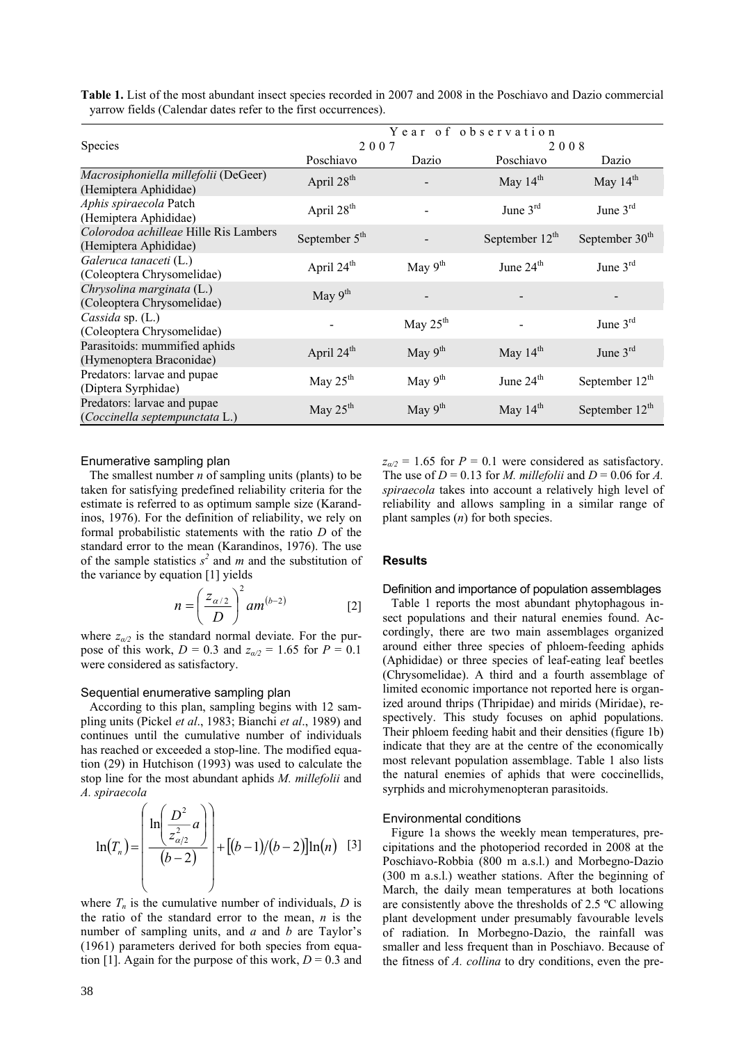**Table 1.** List of the most abundant insect species recorded in 2007 and 2008 in the Poschiavo and Dazio commercial yarrow fields (Calendar dates refer to the first occurrences).

| Species | Year of observation | | | |
|---|---|---|---|---|
| | 2007 | | 2008 | |
| | Poschiavo | Dazio | Poschiavo | Dazio |
| *Macrosiphoniella millefolii* (DeGeer) (Hemiptera Aphididae) | April 28th | - | May 14th | May 14th |
| *Aphis spiraecola* Patch (Hemiptera Aphididae) | April 28th | - | June 3rd | June 3rd |
| *Colorodoa achilleae* Hille Ris Lambers (Hemiptera Aphididae) | September 5th | - | September 12th | September 30th |
| *Galeruca tanaceti* (L.) (Coleoptera Chrysomelidae) | April 24th | May 9th | June 24th | June 3rd |
| *Chrysolina marginata* (L.) (Coleoptera Chrysomelidae) | May 9th | - | - | - |
| *Cassida* sp. (L.) (Coleoptera Chrysomelidae) | - | May 25th | - | June 3rd |
| Parasitoids: mummified aphids (Hymenoptera Braconidae) | April 24th | May 9th | May 14th | June 3rd |
| Predators: larvae and pupae (Diptera Syrphidae) | May 25th | May 9th | June 24th | September 12th |
| Predators: larvae and pupae (*Coccinella septempunctata* L.) | May 25th | May 9th | May 14th | September 12th |

### Enumerative sampling plan

The smallest number $n$ of sampling units (plants) to be taken for satisfying predefined reliability criteria for the estimate is referred to as optimum sample size (Karandinos, 1976). For the definition of reliability, we rely on formal probabilistic statements with the ratio $D$ of the standard error to the mean (Karandinos, 1976). The use of the sample statistics $s^2$ and $m$ and the substitution of the variance by equation [1] yields

$$n = \left(\frac{z_{\alpha/2}}{D}\right)^2 a m^{(b-2)} \quad [2]$$

where $z_{\alpha/2}$ is the standard normal deviate. For the purpose of this work, $D = 0.3$ and $z_{\alpha/2} = 1.65$ for $P = 0.1$ were considered as satisfactory.

### Sequential enumerative sampling plan

According to this plan, sampling begins with 12 sampling units (Pickel *et al*., 1983; Bianchi *et al*., 1989) and continues until the cumulative number of individuals has reached or exceeded a stop-line. The modified equation (29) in Hutchison (1993) was used to calculate the stop line for the most abundant aphids *M. millefolii* and *A. spiraecola*

$$\ln(T_n) = \left(\frac{\ln\left(\frac{D^2}{z_{\alpha/2}^2} a\right)}{(b-2)}\right) + \left[(b-1)/(b-2)\right]\ln(n) \quad [3]$$

where $T_n$ is the cumulative number of individuals, $D$ is the ratio of the standard error to the mean, $n$ is the number of sampling units, and $a$ and $b$ are Taylor's (1961) parameters derived for both species from equation [1]. Again for the purpose of this work, $D = 0.3$ and $z_{\alpha/2} = 1.65$ for $P = 0.1$ were considered as satisfactory. The use of $D = 0.13$ for *M. millefolii* and $D = 0.06$ for *A. spiraecola* takes into account a relatively high level of reliability and allows sampling in a similar range of plant samples ($n$) for both species.

## Results

### Definition and importance of population assemblages

Table 1 reports the most abundant phytophagous insect populations and their natural enemies found. Accordingly, there are two main assemblages organized around either three species of phloem-feeding aphids (Aphididae) or three species of leaf-eating leaf beetles (Chrysomelidae). A third and a fourth assemblage of limited economic importance not reported here is organized around thrips (Thripidae) and mirids (Miridae), respectively. This study focuses on aphid populations. Their phloem feeding habit and their densities (figure 1b) indicate that they are at the centre of the economically most relevant population assemblage. Table 1 also lists the natural enemies of aphids that were coccinellids, syrphids and microhymenopteran parasitoids.

### Environmental conditions

Figure 1a shows the weekly mean temperatures, precipitations and the photoperiod recorded in 2008 at the Poschiavo-Robbia (800 m a.s.l.) and Morbegno-Dazio (300 m a.s.l.) weather stations. After the beginning of March, the daily mean temperatures at both locations are consistently above the thresholds of 2.5 ºC allowing plant development under presumably favourable levels of radiation. In Morbegno-Dazio, the rainfall was smaller and less frequent than in Poschiavo. Because of the fitness of *A. collina* to dry conditions, even the pre-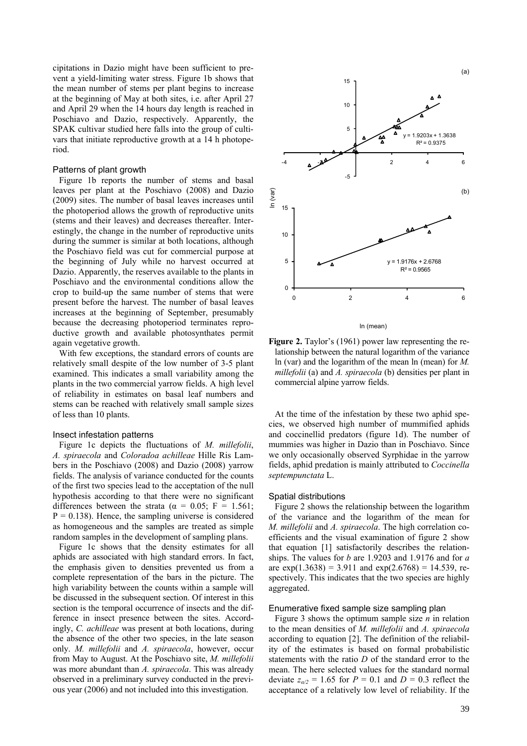cipitations in Dazio might have been sufficient to prevent a yield-limiting water stress. Figure 1b shows that the mean number of stems per plant begins to increase at the beginning of May at both sites, i.e. after April 27 and April 29 when the 14 hours day length is reached in Poschiavo and Dazio, respectively. Apparently, the SPAK cultivar studied here falls into the group of cultivars that initiate reproductive growth at a 14 h photoperiod.

### Patterns of plant growth

Figure 1b reports the number of stems and basal leaves per plant at the Poschiavo (2008) and Dazio (2009) sites. The number of basal leaves increases until the photoperiod allows the growth of reproductive units (stems and their leaves) and decreases thereafter. Interestingly, the change in the number of reproductive units during the summer is similar at both locations, although the Poschiavo field was cut for commercial purpose at the beginning of July while no harvest occurred at Dazio. Apparently, the reserves available to the plants in Poschiavo and the environmental conditions allow the crop to build-up the same number of stems that were present before the harvest. The number of basal leaves increases at the beginning of September, presumably because the decreasing photoperiod terminates reproductive growth and available photosynthates permit again vegetative growth.

With few exceptions, the standard errors of counts are relatively small despite of the low number of 3-5 plant examined. This indicates a small variability among the plants in the two commercial yarrow fields. A high level of reliability in estimates on basal leaf numbers and stems can be reached with relatively small sample sizes of less than 10 plants.

### Insect infestation patterns

Figure 1c depicts the fluctuations of *M. millefolii*, *A. spiraecola* and *Coloradoa achilleae* Hille Ris Lambers in the Poschiavo (2008) and Dazio (2008) yarrow fields. The analysis of variance conducted for the counts of the first two species lead to the acceptation of the null hypothesis according to that there were no significant differences between the strata ($\alpha$ = 0.05; F = 1.561; P = 0.138). Hence, the sampling universe is considered as homogeneous and the samples are treated as simple random samples in the development of sampling plans.

Figure 1c shows that the density estimates for all aphids are associated with high standard errors. In fact, the emphasis given to densities prevented us from a complete representation of the bars in the picture. The high variability between the counts within a sample will be discussed in the subsequent section. Of interest in this section is the temporal occurrence of insects and the difference in insect presence between the sites. Accordingly, *C. achilleae* was present at both locations, during the absence of the other two species, in the late season only. *M. millefolii* and *A. spiraecola*, however, occur from May to August. At the Poschiavo site, *M. millefolii* was more abundant than *A. spiraecola*. This was already observed in a preliminary survey conducted in the previous year (2006) and not included into this investigation.

**Figure 2.** Taylor's (1961) power law representing the relationship between the natural logarithm of the variance ln (var) and the logarithm of the mean ln (mean) for *M. millefolii* (a) and *A. spiraecola* (b) densities per plant in commercial alpine yarrow fields.

At the time of the infestation by these two aphid species, we observed high number of mummified aphids and coccinellid predators (figure 1d). The number of mummies was higher in Dazio than in Poschiavo. Since we only occasionally observed Syrphidae in the yarrow fields, aphid predation is mainly attributed to *Coccinella septempunctata* L.

### Spatial distributions

Figure 2 shows the relationship between the logarithm of the variance and the logarithm of the mean for *M. millefolii* and *A. spiraecola*. The high correlation coefficients and the visual examination of figure 2 show that equation [1] satisfactorily describes the relationships. The values for *b* are 1.9203 and 1.9176 and for *a* are exp(1.3638) = 3.911 and exp(2.6768) = 14.539, respectively. This indicates that the two species are highly aggregated.

### Enumerative fixed sample size sampling plan

Figure 3 shows the optimum sample size *n* in relation to the mean densities of *M. millefolii* and *A. spiraecola* according to equation [2]. The definition of the reliability of the estimates is based on formal probabilistic statements with the ratio *D* of the standard error to the mean. The here selected values for the standard normal deviate $z_{\alpha/2}$ = 1.65 for *P* = 0.1 and *D* = 0.3 reflect the acceptance of a relatively low level of reliability. If the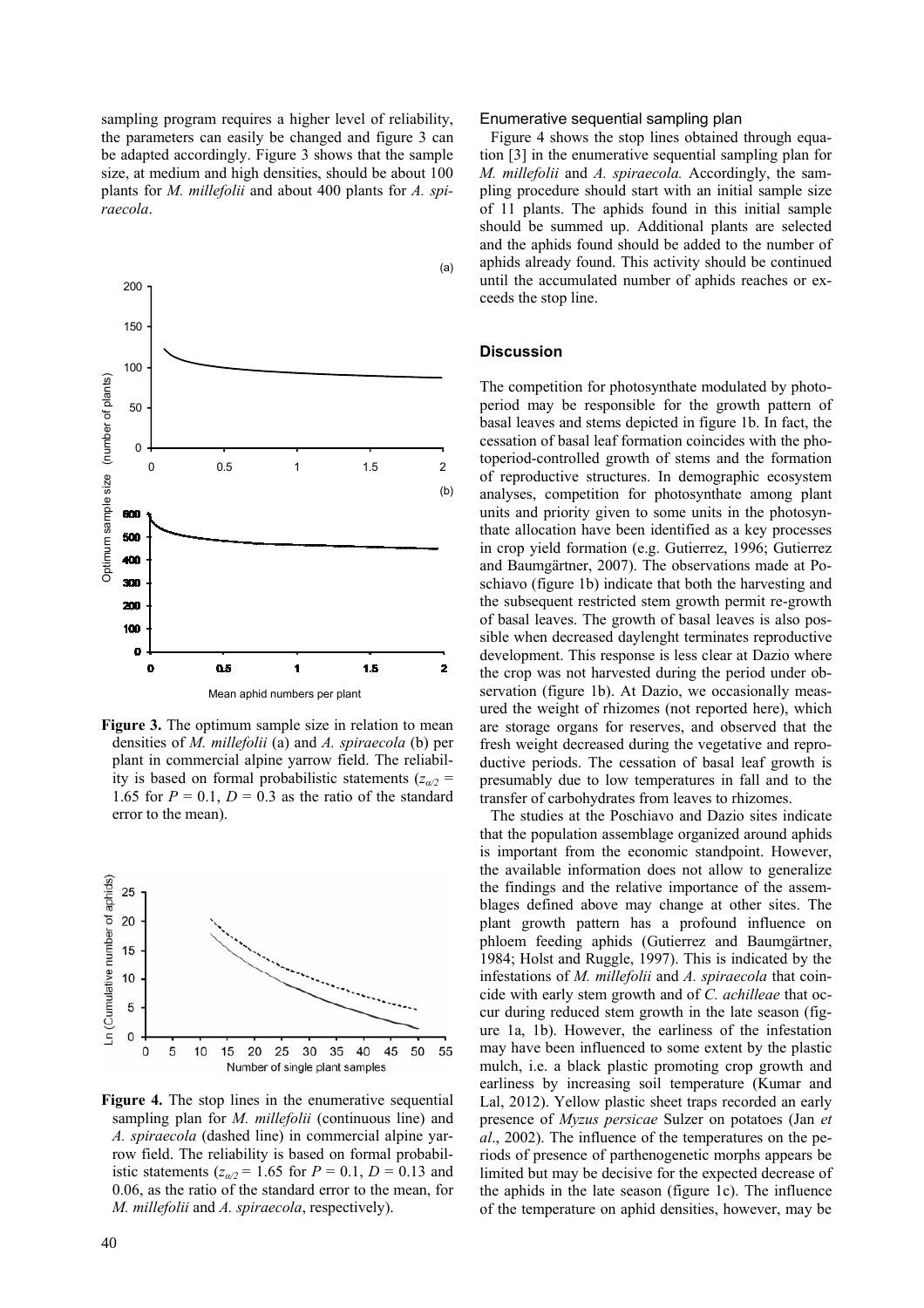sampling program requires a higher level of reliability, the parameters can easily be changed and figure 3 can be adapted accordingly. Figure 3 shows that the sample size, at medium and high densities, should be about 100 plants for *M. millefolii* and about 400 plants for *A. spiraecola*.

**Figure 3.** The optimum sample size in relation to mean densities of *M. millefolii* (a) and *A. spiraecola* (b) per plant in commercial alpine yarrow field. The reliability is based on formal probabilistic statements ($z_{\alpha/2}$ = 1.65 for $P$ = 0.1, $D$ = 0.3 as the ratio of the standard error to the mean).

**Figure 4.** The stop lines in the enumerative sequential sampling plan for *M. millefolii* (continuous line) and *A. spiraecola* (dashed line) in commercial alpine yarrow field. The reliability is based on formal probabilistic statements ($z_{\alpha/2}$ = 1.65 for $P$ = 0.1, $D$ = 0.13 and 0.06, as the ratio of the standard error to the mean, for *M. millefolii* and *A. spiraecola*, respectively).

### Enumerative sequential sampling plan

Figure 4 shows the stop lines obtained through equation [3] in the enumerative sequential sampling plan for *M. millefolii* and *A. spiraecola.* Accordingly, the sampling procedure should start with an initial sample size of 11 plants. The aphids found in this initial sample should be summed up. Additional plants are selected and the aphids found should be added to the number of aphids already found. This activity should be continued until the accumulated number of aphids reaches or exceeds the stop line.

## Discussion

The competition for photosynthate modulated by photoperiod may be responsible for the growth pattern of basal leaves and stems depicted in figure 1b. In fact, the cessation of basal leaf formation coincides with the photoperiod-controlled growth of stems and the formation of reproductive structures. In demographic ecosystem analyses, competition for photosynthate among plant units and priority given to some units in the photosynthate allocation have been identified as a key processes in crop yield formation (e.g. Gutierrez, 1996; Gutierrez and Baumgärtner, 2007). The observations made at Poschiavo (figure 1b) indicate that both the harvesting and the subsequent restricted stem growth permit re-growth of basal leaves. The growth of basal leaves is also possible when decreased daylenght terminates reproductive development. This response is less clear at Dazio where the crop was not harvested during the period under observation (figure 1b). At Dazio, we occasionally measured the weight of rhizomes (not reported here), which are storage organs for reserves, and observed that the fresh weight decreased during the vegetative and reproductive periods. The cessation of basal leaf growth is presumably due to low temperatures in fall and to the transfer of carbohydrates from leaves to rhizomes.

The studies at the Poschiavo and Dazio sites indicate that the population assemblage organized around aphids is important from the economic standpoint. However, the available information does not allow to generalize the findings and the relative importance of the assemblages defined above may change at other sites. The plant growth pattern has a profound influence on phloem feeding aphids (Gutierrez and Baumgärtner, 1984; Holst and Ruggle, 1997). This is indicated by the infestations of *M. millefolii* and *A. spiraecola* that coincide with early stem growth and of *C. achilleae* that occur during reduced stem growth in the late season (figure 1a, 1b). However, the earliness of the infestation may have been influenced to some extent by the plastic mulch, i.e. a black plastic promoting crop growth and earliness by increasing soil temperature (Kumar and Lal, 2012). Yellow plastic sheet traps recorded an early presence of *Myzus persicae* Sulzer on potatoes (Jan *et al*., 2002). The influence of the temperatures on the periods of presence of parthenogenetic morphs appears be limited but may be decisive for the expected decrease of the aphids in the late season (figure 1c). The influence of the temperature on aphid densities, however, may be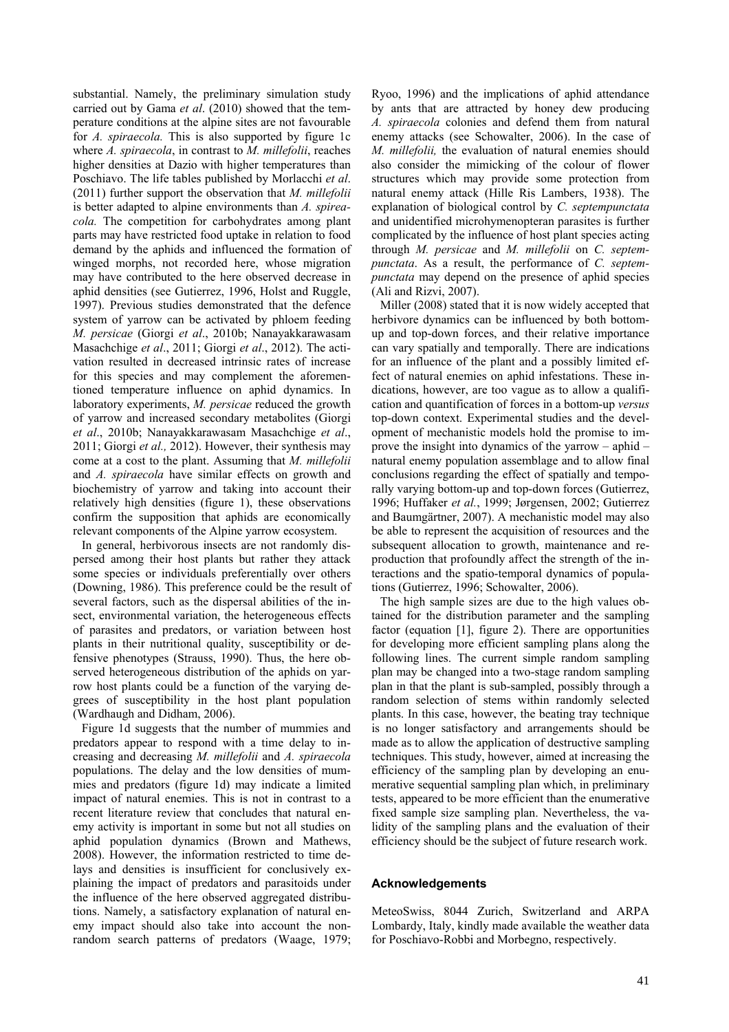substantial. Namely, the preliminary simulation study carried out by Gama *et al*. (2010) showed that the temperature conditions at the alpine sites are not favourable for *A. spiraecola.* This is also supported by figure 1c where *A. spiraecola*, in contrast to *M. millefolii*, reaches higher densities at Dazio with higher temperatures than Poschiavo. The life tables published by Morlacchi *et al*. (2011) further support the observation that *M. millefolii* is better adapted to alpine environments than *A. spireacola.* The competition for carbohydrates among plant parts may have restricted food uptake in relation to food demand by the aphids and influenced the formation of winged morphs, not recorded here, whose migration may have contributed to the here observed decrease in aphid densities (see Gutierrez, 1996, Holst and Ruggle, 1997). Previous studies demonstrated that the defence system of yarrow can be activated by phloem feeding *M. persicae* (Giorgi *et al*., 2010b; Nanayakkarawasam Masachchige *et al*., 2011; Giorgi *et al*., 2012). The activation resulted in decreased intrinsic rates of increase for this species and may complement the aforementioned temperature influence on aphid dynamics. In laboratory experiments, *M. persicae* reduced the growth of yarrow and increased secondary metabolites (Giorgi *et al*., 2010b; Nanayakkarawasam Masachchige *et al*., 2011; Giorgi *et al.,* 2012). However, their synthesis may come at a cost to the plant. Assuming that *M. millefolii* and *A. spiraecola* have similar effects on growth and biochemistry of yarrow and taking into account their relatively high densities (figure 1), these observations confirm the supposition that aphids are economically relevant components of the Alpine yarrow ecosystem.

In general, herbivorous insects are not randomly dispersed among their host plants but rather they attack some species or individuals preferentially over others (Downing, 1986). This preference could be the result of several factors, such as the dispersal abilities of the insect, environmental variation, the heterogeneous effects of parasites and predators, or variation between host plants in their nutritional quality, susceptibility or defensive phenotypes (Strauss, 1990). Thus, the here observed heterogeneous distribution of the aphids on yarrow host plants could be a function of the varying degrees of susceptibility in the host plant population (Wardhaugh and Didham, 2006).

Figure 1d suggests that the number of mummies and predators appear to respond with a time delay to increasing and decreasing *M. millefolii* and *A. spiraecola* populations. The delay and the low densities of mummies and predators (figure 1d) may indicate a limited impact of natural enemies. This is not in contrast to a recent literature review that concludes that natural enemy activity is important in some but not all studies on aphid population dynamics (Brown and Mathews, 2008). However, the information restricted to time delays and densities is insufficient for conclusively explaining the impact of predators and parasitoids under the influence of the here observed aggregated distributions. Namely, a satisfactory explanation of natural enemy impact should also take into account the nonrandom search patterns of predators (Waage, 1979; Ryoo, 1996) and the implications of aphid attendance by ants that are attracted by honey dew producing *A. spiraecola* colonies and defend them from natural enemy attacks (see Schowalter, 2006). In the case of *M. millefolii,* the evaluation of natural enemies should also consider the mimicking of the colour of flower structures which may provide some protection from natural enemy attack (Hille Ris Lambers, 1938). The explanation of biological control by *C. septempunctata* and unidentified microhymenopteran parasites is further complicated by the influence of host plant species acting through *M. persicae* and *M. millefolii* on *C. septempunctata*. As a result, the performance of *C. septempunctata* may depend on the presence of aphid species (Ali and Rizvi, 2007).

Miller (2008) stated that it is now widely accepted that herbivore dynamics can be influenced by both bottom-up and top-down forces, and their relative importance can vary spatially and temporally. There are indications for an influence of the plant and a possibly limited effect of natural enemies on aphid infestations. These indications, however, are too vague as to allow a qualification and quantification of forces in a bottom-up *versus* top-down context. Experimental studies and the development of mechanistic models hold the promise to improve the insight into dynamics of the yarrow – aphid – natural enemy population assemblage and to allow final conclusions regarding the effect of spatially and temporally varying bottom-up and top-down forces (Gutierrez, 1996; Huffaker *et al.*, 1999; Jørgensen, 2002; Gutierrez and Baumgärtner, 2007). A mechanistic model may also be able to represent the acquisition of resources and the subsequent allocation to growth, maintenance and reproduction that profoundly affect the strength of the interactions and the spatio-temporal dynamics of populations (Gutierrez, 1996; Schowalter, 2006).

The high sample sizes are due to the high values obtained for the distribution parameter and the sampling factor (equation [1], figure 2). There are opportunities for developing more efficient sampling plans along the following lines. The current simple random sampling plan may be changed into a two-stage random sampling plan in that the plant is sub-sampled, possibly through a random selection of stems within randomly selected plants. In this case, however, the beating tray technique is no longer satisfactory and arrangements should be made as to allow the application of destructive sampling techniques. This study, however, aimed at increasing the efficiency of the sampling plan by developing an enumerative sequential sampling plan which, in preliminary tests, appeared to be more efficient than the enumerative fixed sample size sampling plan. Nevertheless, the validity of the sampling plans and the evaluation of their efficiency should be the subject of future research work.

## Acknowledgements

MeteoSwiss, 8044 Zurich, Switzerland and ARPA Lombardy, Italy, kindly made available the weather data for Poschiavo-Robbi and Morbegno, respectively.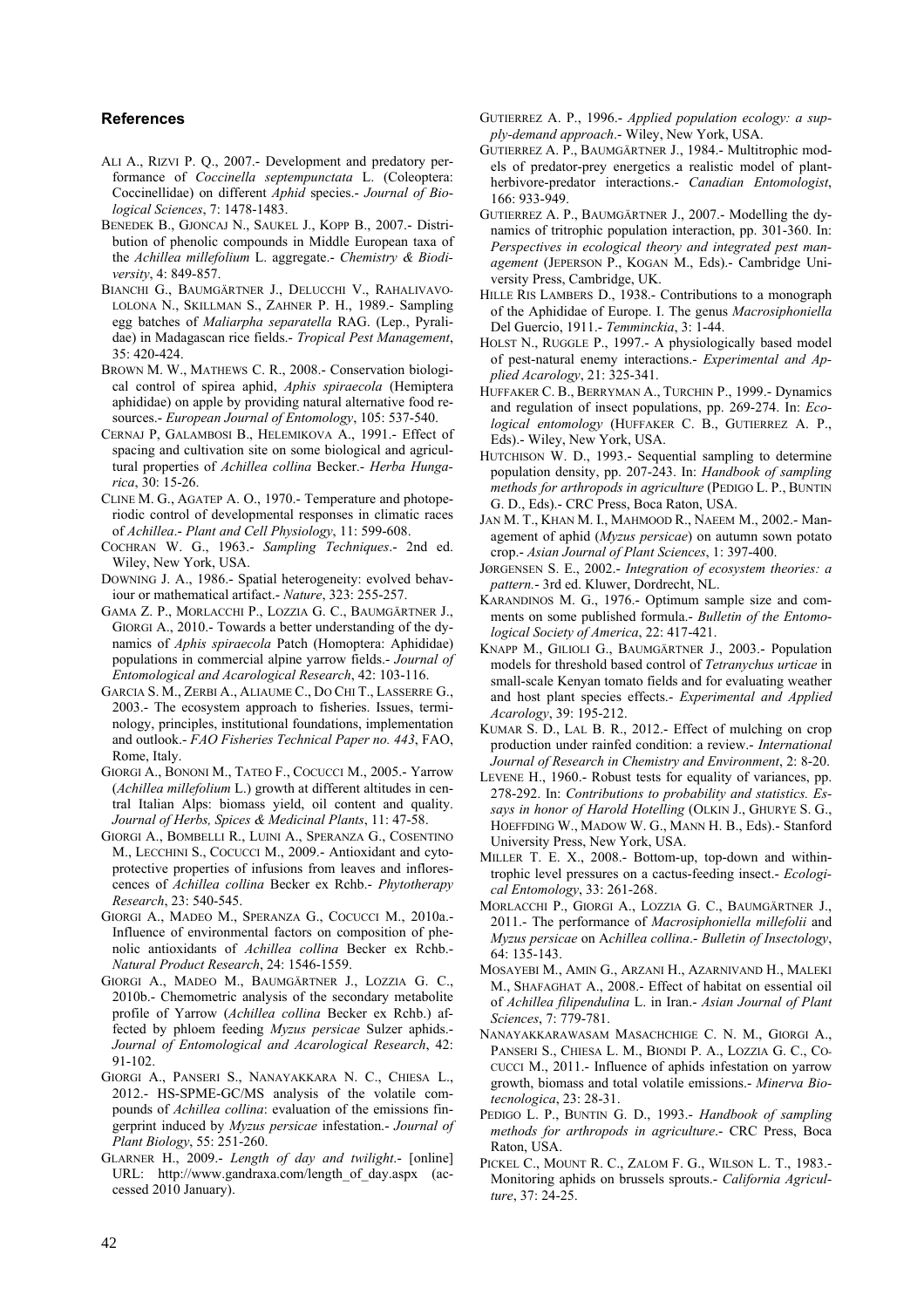## References

ALI A., RIZVI P. Q., 2007.- Development and predatory performance of *Coccinella septempunctata* L. (Coleoptera: Coccinellidae) on different *Aphid* species.- *Journal of Biological Sciences*, 7: 1478-1483.

BENEDEK B., GJONCAJ N., SAUKEL J., KOPP B., 2007.- Distribution of phenolic compounds in Middle European taxa of the *Achillea millefolium* L. aggregate.- *Chemistry & Biodiversity*, 4: 849-857.

BIANCHI G., BAUMGÄRTNER J., DELUCCHI V., RAHALIVAVOLOLONA N., SKILLMAN S., ZAHNER P. H., 1989.- Sampling egg batches of *Maliarpha separatella* RAG. (Lep., Pyralidae) in Madagascan rice fields.- *Tropical Pest Management*, 35: 420-424.

BROWN M. W., MATHEWS C. R., 2008.- Conservation biological control of spirea aphid, *Aphis spiraecola* (Hemiptera aphididae) on apple by providing natural alternative food resources.- *European Journal of Entomology*, 105: 537-540.

CERNAJ P, GALAMBOSI B., HELEMIKOVA A., 1991.- Effect of spacing and cultivation site on some biological and agricultural properties of *Achillea collina* Becker.- *Herba Hungarica*, 30: 15-26.

CLINE M. G., AGATEP A. O., 1970.- Temperature and photoperiodic control of developmental responses in climatic races of *Achillea*.- *Plant and Cell Physiology*, 11: 599-608.

COCHRAN W. G., 1963.- *Sampling Techniques*.- 2nd ed. Wiley, New York, USA.

DOWNING J. A., 1986.- Spatial heterogeneity: evolved behaviour or mathematical artifact.- *Nature*, 323: 255-257.

GAMA Z. P., MORLACCHI P., LOZZIA G. C., BAUMGÄRTNER J., GIORGI A., 2010.- Towards a better understanding of the dynamics of *Aphis spiraecola* Patch (Homoptera: Aphididae) populations in commercial alpine yarrow fields.- *Journal of Entomological and Acarological Research*, 42: 103-116.

GARCIA S. M., ZERBI A., ALIAUME C., DO CHI T., LASSERRE G., 2003.- The ecosystem approach to fisheries. Issues, terminology, principles, institutional foundations, implementation and outlook.- *FAO Fisheries Technical Paper no. 443*, FAO, Rome, Italy.

GIORGI A., BONONI M., TATEO F., COCUCCI M., 2005.- Yarrow (*Achillea millefolium* L.) growth at different altitudes in central Italian Alps: biomass yield, oil content and quality. *Journal of Herbs, Spices & Medicinal Plants*, 11: 47-58.

GIORGI A., BOMBELLI R., LUINI A., SPERANZA G., COSENTINO M., LECCHINI S., COCUCCI M., 2009.- Antioxidant and cytoprotective properties of infusions from leaves and inflorescences of *Achillea collina* Becker ex Rchb.- *Phytotherapy Research*, 23: 540-545.

GIORGI A., MADEO M., SPERANZA G., COCUCCI M., 2010a.- Influence of environmental factors on composition of phenolic antioxidants of *Achillea collina* Becker ex Rchb.- *Natural Product Research*, 24: 1546-1559.

GIORGI A., MADEO M., BAUMGÄRTNER J., LOZZIA G. C., 2010b.- Chemometric analysis of the secondary metabolite profile of Yarrow (*Achillea collina* Becker ex Rchb.) affected by phloem feeding *Myzus persicae* Sulzer aphids.- *Journal of Entomological and Acarological Research*, 42: 91-102.

GIORGI A., PANSERI S., NANAYAKKARA N. C., CHIESA L., 2012.- HS-SPME-GC/MS analysis of the volatile compounds of *Achillea collina*: evaluation of the emissions fingerprint induced by *Myzus persicae* infestation.- *Journal of Plant Biology*, 55: 251-260.

GLARNER H., 2009.- *Length of day and twilight*.- [online] URL: http://www.gandraxa.com/length_of_day.aspx (accessed 2010 January).

GUTIERREZ A. P., 1996.- *Applied population ecology: a supply-demand approach*.- Wiley, New York, USA.

GUTIERREZ A. P., BAUMGÄRTNER J., 1984.- Multitrophic models of predator-prey energetics a realistic model of plant-herbivore-predator interactions.- *Canadian Entomologist*, 166: 933-949.

GUTIERREZ A. P., BAUMGÄRTNER J., 2007.- Modelling the dynamics of tritrophic population interaction, pp. 301-360. In: *Perspectives in ecological theory and integrated pest management* (JEPERSON P., KOGAN M., Eds).- Cambridge University Press, Cambridge, UK.

HILLE RIS LAMBERS D., 1938.- Contributions to a monograph of the Aphididae of Europe. I. The genus *Macrosiphoniella* Del Guercio, 1911.- *Temminckia*, 3: 1-44.

HOLST N., RUGGLE P., 1997.- A physiologically based model of pest-natural enemy interactions.- *Experimental and Applied Acarology*, 21: 325-341.

HUFFAKER C. B., BERRYMAN A., TURCHIN P., 1999.- Dynamics and regulation of insect populations, pp. 269-274. In: *Ecological entomology* (HUFFAKER C. B., GUTIERREZ A. P., Eds).- Wiley, New York, USA.

HUTCHISON W. D., 1993.- Sequential sampling to determine population density, pp. 207-243. In: *Handbook of sampling methods for arthropods in agriculture* (PEDIGO L. P., BUNTIN G. D., Eds).- CRC Press, Boca Raton, USA.

JAN M. T., KHAN M. I., MAHMOOD R., NAEEM M., 2002.- Management of aphid (*Myzus persicae*) on autumn sown potato crop.- *Asian Journal of Plant Sciences*, 1: 397-400.

JØRGENSEN S. E., 2002.- *Integration of ecosystem theories: a pattern*.- 3rd ed. Kluwer, Dordrecht, NL.

KARANDINOS M. G., 1976.- Optimum sample size and comments on some published formula.- *Bulletin of the Entomological Society of America*, 22: 417-421.

KNAPP M., GILIOLI G., BAUMGÄRTNER J., 2003.- Population models for threshold based control of *Tetranychus urticae* in small-scale Kenyan tomato fields and for evaluating weather and host plant species effects.- *Experimental and Applied Acarology*, 39: 195-212.

KUMAR S. D., LAL B. R., 2012.- Effect of mulching on crop production under rainfed condition: a review.- *International Journal of Research in Chemistry and Environment*, 2: 8-20.

LEVENE H., 1960.- Robust tests for equality of variances, pp. 278-292. In: *Contributions to probability and statistics. Essays in honor of Harold Hotelling* (OLKIN J., GHURYE S. G., HOEFFDING W., MADOW W. G., MANN H. B., Eds).- Stanford University Press, New York, USA.

MILLER T. E. X., 2008.- Bottom-up, top-down and within-trophic level pressures on a cactus-feeding insect.- *Ecological Entomology*, 33: 261-268.

MORLACCHI P., GIORGI A., LOZZIA G. C., BAUMGÄRTNER J., 2011.- The performance of *Macrosiphoniella millefolii* and *Myzus persicae* on A*chillea collina*.- *Bulletin of Insectology*, 64: 135-143.

MOSAYEBI M., AMIN G., ARZANI H., AZARNIVAND H., MALEKI M., SHAFAGHAT A., 2008.- Effect of habitat on essential oil of *Achillea filipendulina* L. in Iran.- *Asian Journal of Plant Sciences*, 7: 779-781.

NANAYAKKARAWASAM MASACHCHIGE C. N. M., GIORGI A., PANSERI S., CHIESA L. M., BIONDI P. A., LOZZIA G. C., COCUCCI M., 2011.- Influence of aphids infestation on yarrow growth, biomass and total volatile emissions.- *Minerva Biotecnologica*, 23: 28-31.

PEDIGO L. P., BUNTIN G. D., 1993.- *Handbook of sampling methods for arthropods in agriculture*.- CRC Press, Boca Raton, USA.

PICKEL C., MOUNT R. C., ZALOM F. G., WILSON L. T., 1983.- Monitoring aphids on brussels sprouts.- *California Agriculture*, 37: 24-25.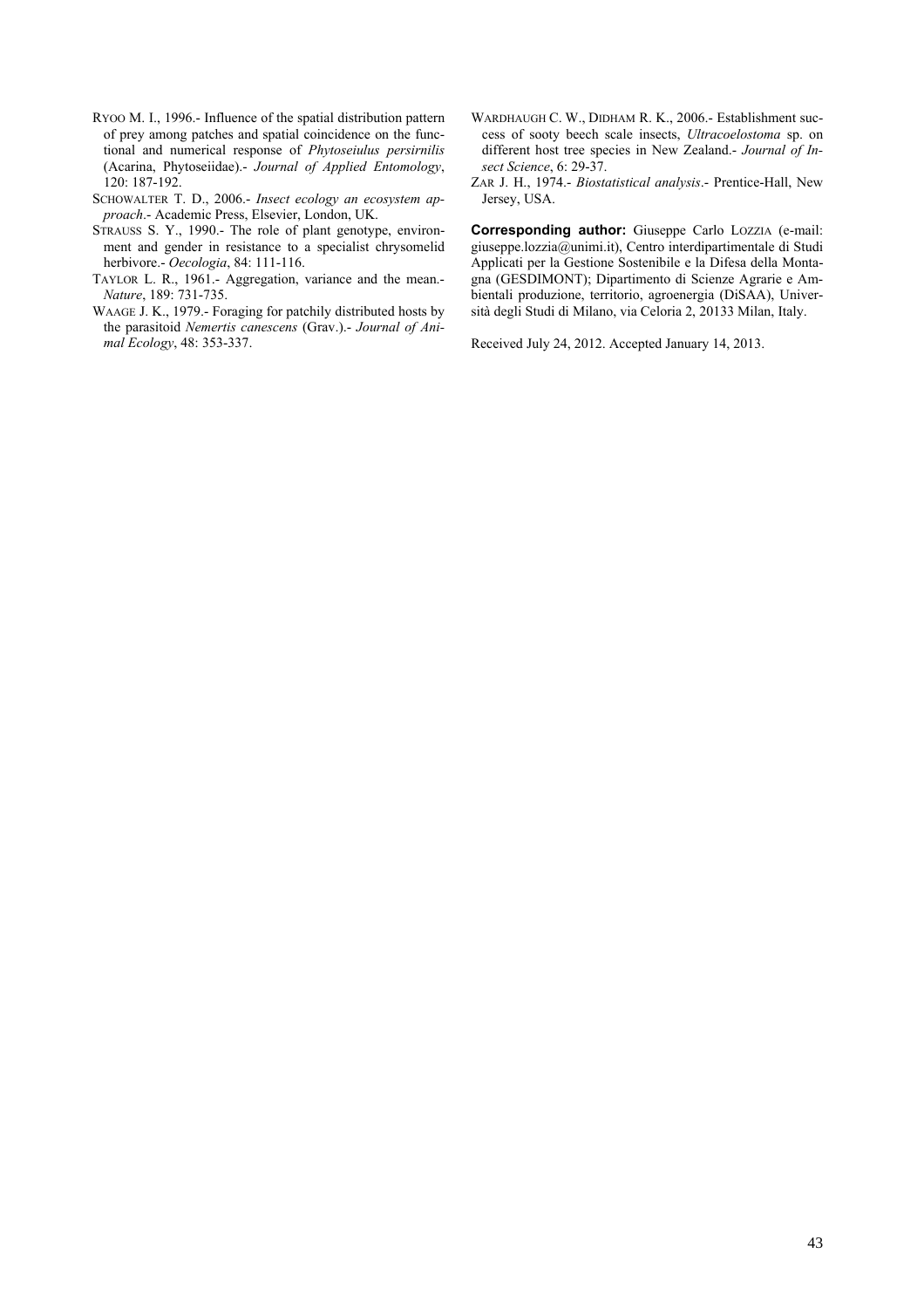RYOO M. I., 1996.- Influence of the spatial distribution pattern of prey among patches and spatial coincidence on the functional and numerical response of *Phytoseiulus persirnilis* (Acarina, Phytoseiidae).- *Journal of Applied Entomology*, 120: 187-192.

SCHOWALTER T. D., 2006.- *Insect ecology an ecosystem approach*.- Academic Press, Elsevier, London, UK.

STRAUSS S. Y., 1990.- The role of plant genotype, environment and gender in resistance to a specialist chrysomelid herbivore.- *Oecologia*, 84: 111-116.

TAYLOR L. R., 1961.- Aggregation, variance and the mean.- *Nature*, 189: 731-735.

WAAGE J. K., 1979.- Foraging for patchily distributed hosts by the parasitoid *Nemertis canescens* (Grav.).- *Journal of Animal Ecology*, 48: 353-337.

WARDHAUGH C. W., DIDHAM R. K., 2006.- Establishment success of sooty beech scale insects, *Ultracoelostoma* sp. on different host tree species in New Zealand.- *Journal of Insect Science*, 6: 29-37.

ZAR J. H., 1974.- *Biostatistical analysis*.- Prentice-Hall, New Jersey, USA.

**Corresponding author:** Giuseppe Carlo LOZZIA (e-mail: giuseppe.lozzia@unimi.it), Centro interdipartimentale di Studi Applicati per la Gestione Sostenibile e la Difesa della Montagna (GESDIMONT); Dipartimento di Scienze Agrarie e Ambientali produzione, territorio, agroenergia (DiSAA), Università degli Studi di Milano, via Celoria 2, 20133 Milan, Italy.

Received July 24, 2012. Accepted January 14, 2013.